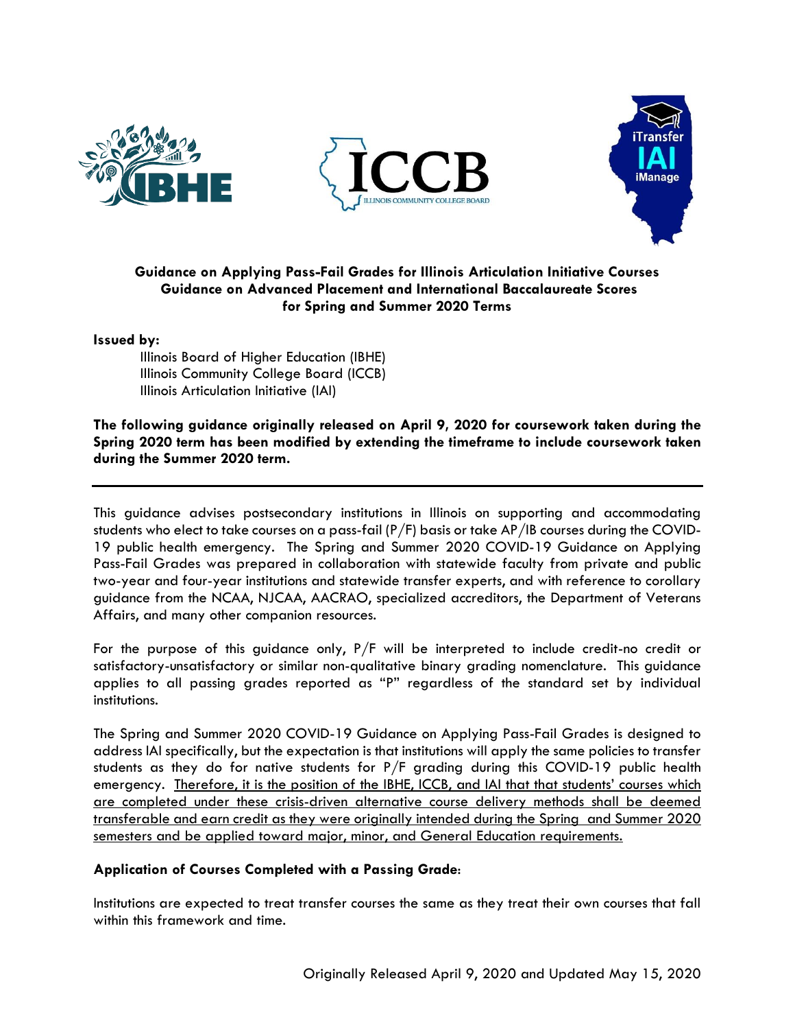**Guidance on Applying Pass-Fail Grades for Illinois Articulation Initiative Courses**
**Guidance on Advanced Placement and International Baccalaureate Scores for Spring and Summer 2020 Terms**

**Issued by:**

Illinois Board of Higher Education (IBHE)
Illinois Community College Board (ICCB)
Illinois Articulation Initiative (IAI)

**The following guidance originally released on April 9, 2020 for coursework taken during the Spring 2020 term has been modified by extending the timeframe to include coursework taken during the Summer 2020 term.**

---

This guidance advises postsecondary institutions in Illinois on supporting and accommodating students who elect to take courses on a pass-fail (P/F) basis or take AP/IB courses during the COVID-19 public health emergency. The Spring and Summer 2020 COVID-19 Guidance on Applying Pass-Fail Grades was prepared in collaboration with statewide faculty from private and public two-year and four-year institutions and statewide transfer experts, and with reference to corollary guidance from the NCAA, NJCAA, AACRAO, specialized accreditors, the Department of Veterans Affairs, and many other companion resources.

For the purpose of this guidance only, P/F will be interpreted to include credit-no credit or satisfactory-unsatisfactory or similar non-qualitative binary grading nomenclature. This guidance applies to all passing grades reported as "P" regardless of the standard set by individual institutions.

The Spring and Summer 2020 COVID-19 Guidance on Applying Pass-Fail Grades is designed to address IAI specifically, but the expectation is that institutions will apply the same policies to transfer students as they do for native students for P/F grading during this COVID-19 public health emergency. <u>Therefore, it is the position of the IBHE, ICCB, and IAI that that students' courses which are completed under these crisis-driven alternative course delivery methods shall be deemed transferable and earn credit as they were originally intended during the Spring and Summer 2020 semesters and be applied toward major, minor, and General Education requirements.</u>

**Application of Courses Completed with a Passing Grade:**

Institutions are expected to treat transfer courses the same as they treat their own courses that fall within this framework and time.

Originally Released April 9, 2020 and Updated May 15, 2020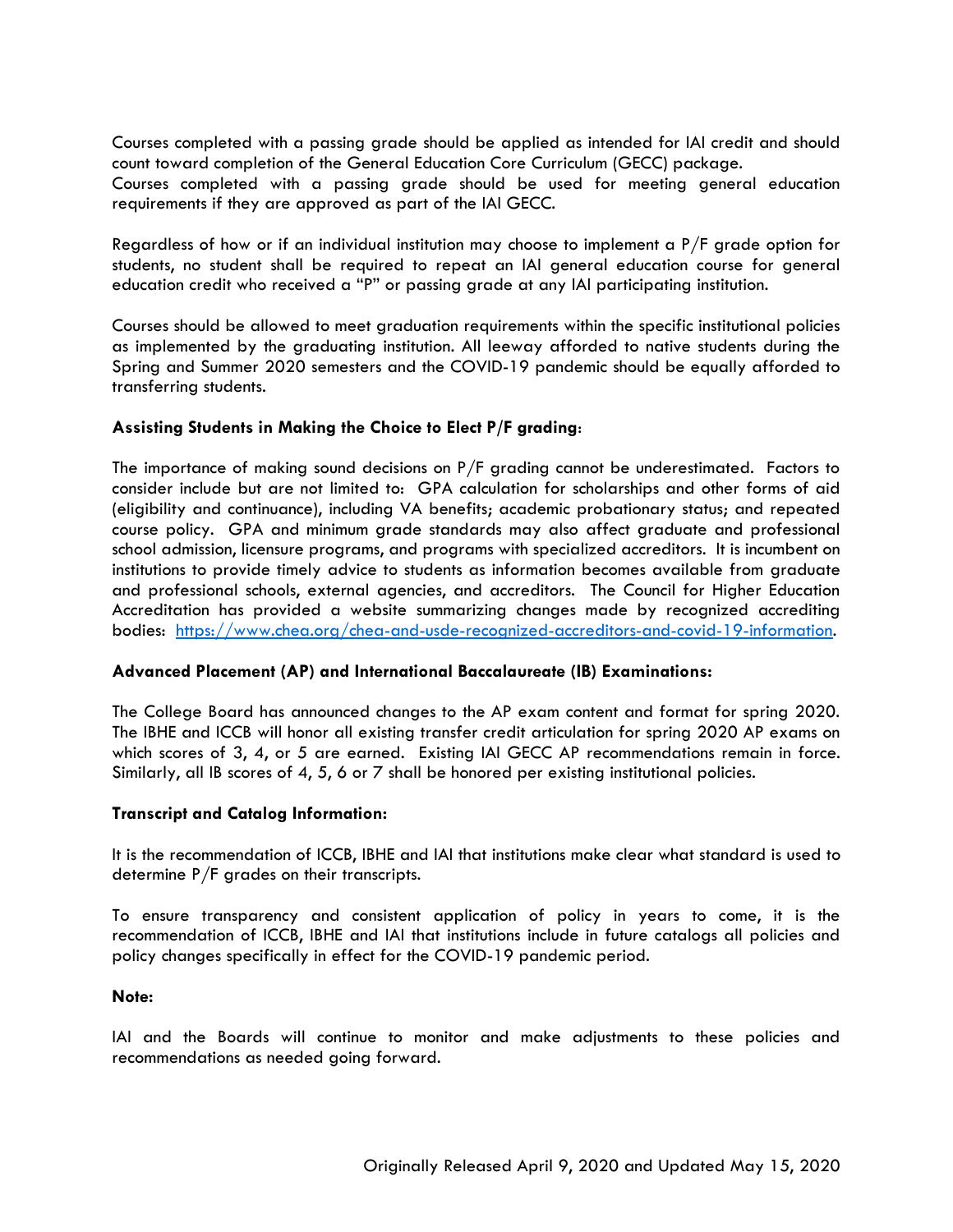Courses completed with a passing grade should be applied as intended for IAI credit and should count toward completion of the General Education Core Curriculum (GECC) package.
Courses completed with a passing grade should be used for meeting general education requirements if they are approved as part of the IAI GECC.

Regardless of how or if an individual institution may choose to implement a P/F grade option for students, no student shall be required to repeat an IAI general education course for general education credit who received a "P" or passing grade at any IAI participating institution.

Courses should be allowed to meet graduation requirements within the specific institutional policies as implemented by the graduating institution. All leeway afforded to native students during the Spring and Summer 2020 semesters and the COVID-19 pandemic should be equally afforded to transferring students.

**Assisting Students in Making the Choice to Elect P/F grading:**

The importance of making sound decisions on P/F grading cannot be underestimated. Factors to consider include but are not limited to: GPA calculation for scholarships and other forms of aid (eligibility and continuance), including VA benefits; academic probationary status; and repeated course policy. GPA and minimum grade standards may also affect graduate and professional school admission, licensure programs, and programs with specialized accreditors. It is incumbent on institutions to provide timely advice to students as information becomes available from graduate and professional schools, external agencies, and accreditors. The Council for Higher Education Accreditation has provided a website summarizing changes made by recognized accrediting bodies: https://www.chea.org/chea-and-usde-recognized-accreditors-and-covid-19-information.

**Advanced Placement (AP) and International Baccalaureate (IB) Examinations:**

The College Board has announced changes to the AP exam content and format for spring 2020. The IBHE and ICCB will honor all existing transfer credit articulation for spring 2020 AP exams on which scores of 3, 4, or 5 are earned. Existing IAI GECC AP recommendations remain in force. Similarly, all IB scores of 4, 5, 6 or 7 shall be honored per existing institutional policies.

**Transcript and Catalog Information:**

It is the recommendation of ICCB, IBHE and IAI that institutions make clear what standard is used to determine P/F grades on their transcripts.

To ensure transparency and consistent application of policy in years to come, it is the recommendation of ICCB, IBHE and IAI that institutions include in future catalogs all policies and policy changes specifically in effect for the COVID-19 pandemic period.

**Note:**

IAI and the Boards will continue to monitor and make adjustments to these policies and recommendations as needed going forward.

Originally Released April 9, 2020 and Updated May 15, 2020